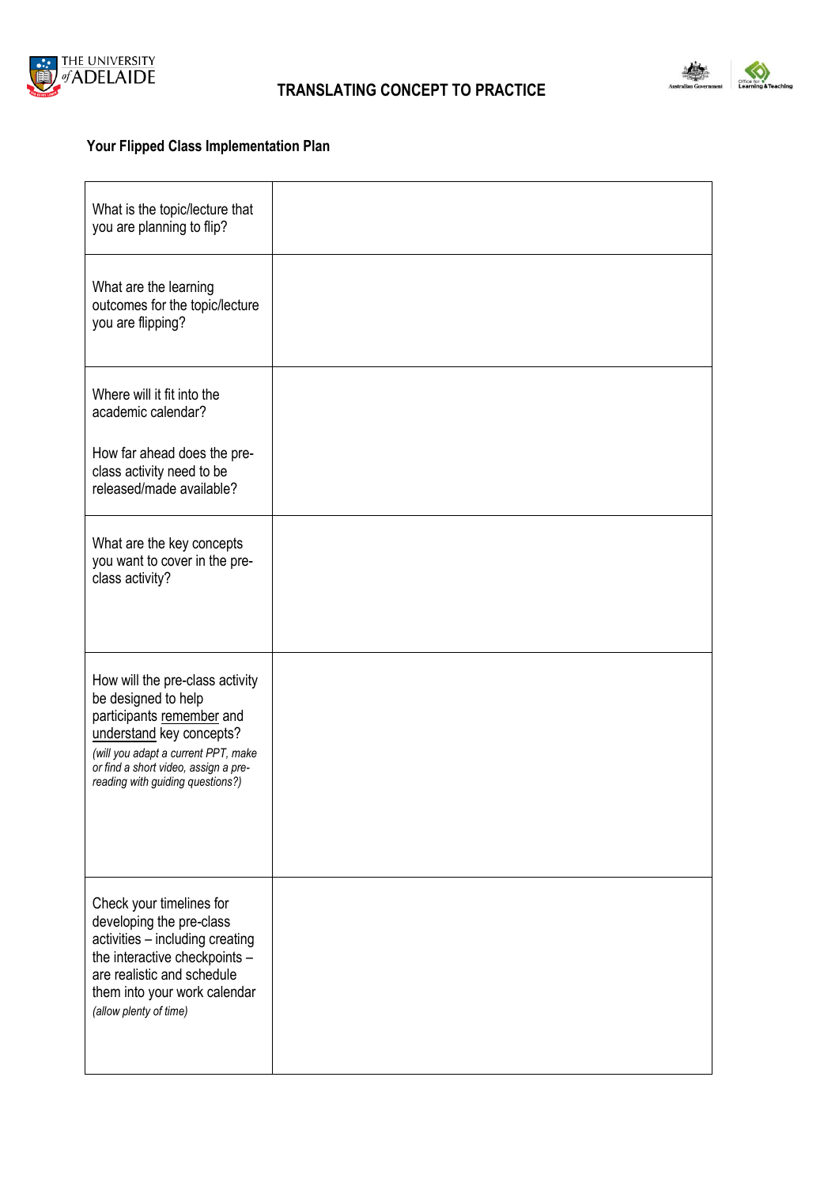# TRANSLATING CONCEPT TO PRACTICE

## Your Flipped Class Implementation Plan

| | |
|---|---|
| What is the topic/lecture that you are planning to flip? | |
| What are the learning outcomes for the topic/lecture you are flipping? | |
| Where will it fit into the academic calendar?<br><br>How far ahead does the pre-class activity need to be released/made available? | |
| What are the key concepts you want to cover in the pre-class activity? | |
| How will the pre-class activity be designed to help participants <u>remember</u> and <u>understand</u> key concepts?<br>*(will you adapt a current PPT, make or find a short video, assign a pre-reading with guiding questions?)* | |
| Check your timelines for developing the pre-class activities – including creating the interactive checkpoints – are realistic and schedule them into your work calendar<br>*(allow plenty of time)* | |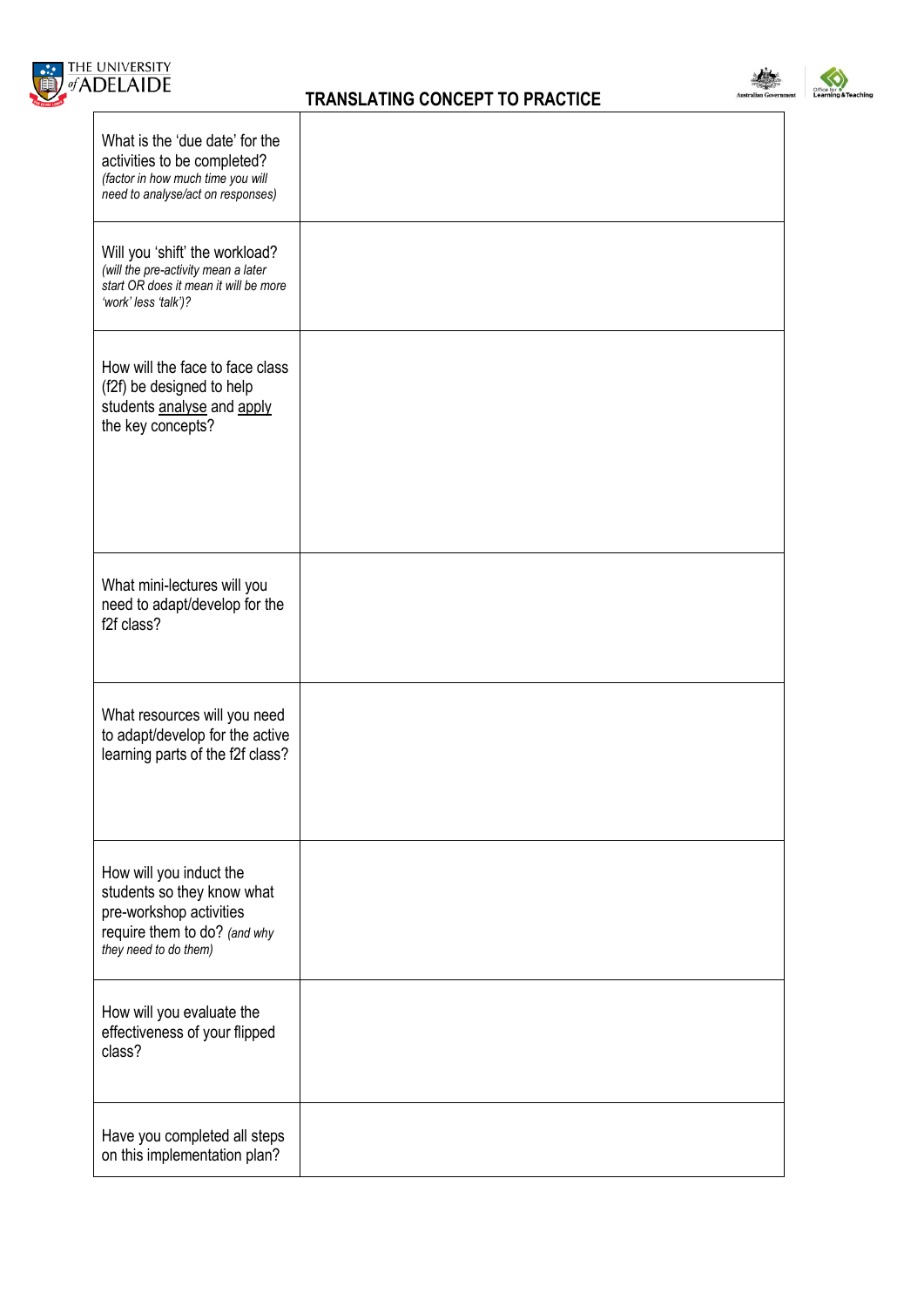# TRANSLATING CONCEPT TO PRACTICE

| | |
|---|---|
| What is the 'due date' for the activities to be completed? *(factor in how much time you will need to analyse/act on responses)* | |
| Will you 'shift' the workload? *(will the pre-activity mean a later start OR does it mean it will be more 'work' less 'talk')?* | |
| How will the face to face class (f2f) be designed to help students <u>analyse</u> and <u>apply</u> the key concepts? | |
| What mini-lectures will you need to adapt/develop for the f2f class? | |
| What resources will you need to adapt/develop for the active learning parts of the f2f class? | |
| How will you induct the students so they know what pre-workshop activities require them to do? *(and why they need to do them)* | |
| How will you evaluate the effectiveness of your flipped class? | |
| Have you completed all steps on this implementation plan? | |